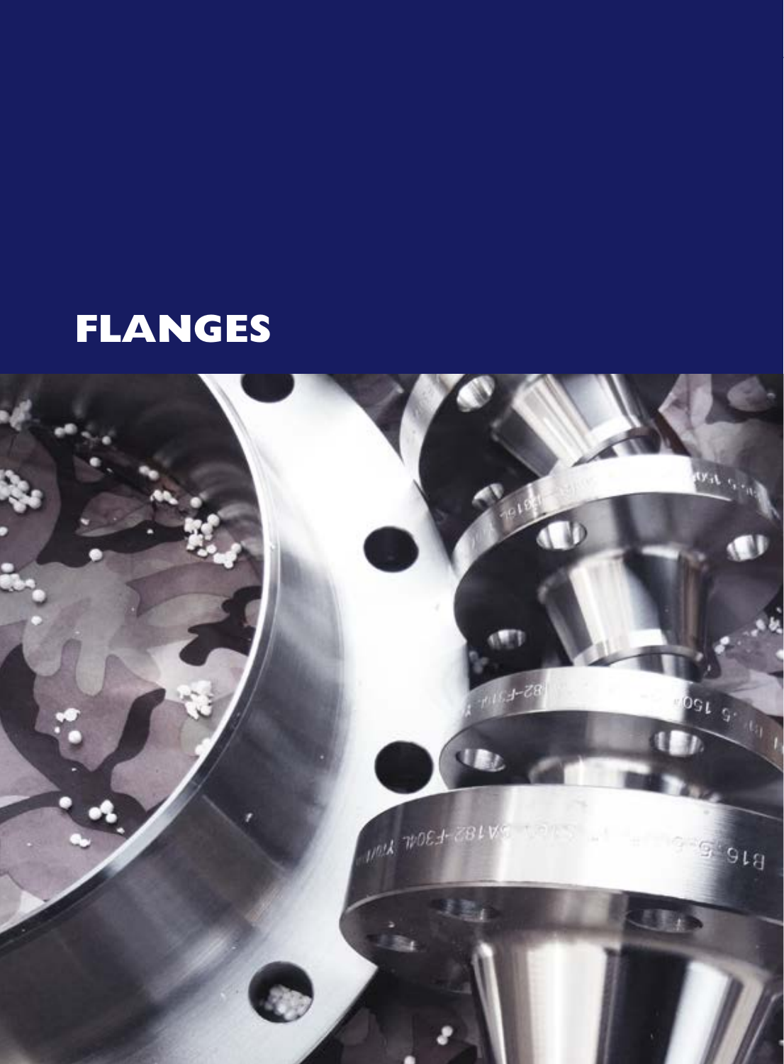# FLANGES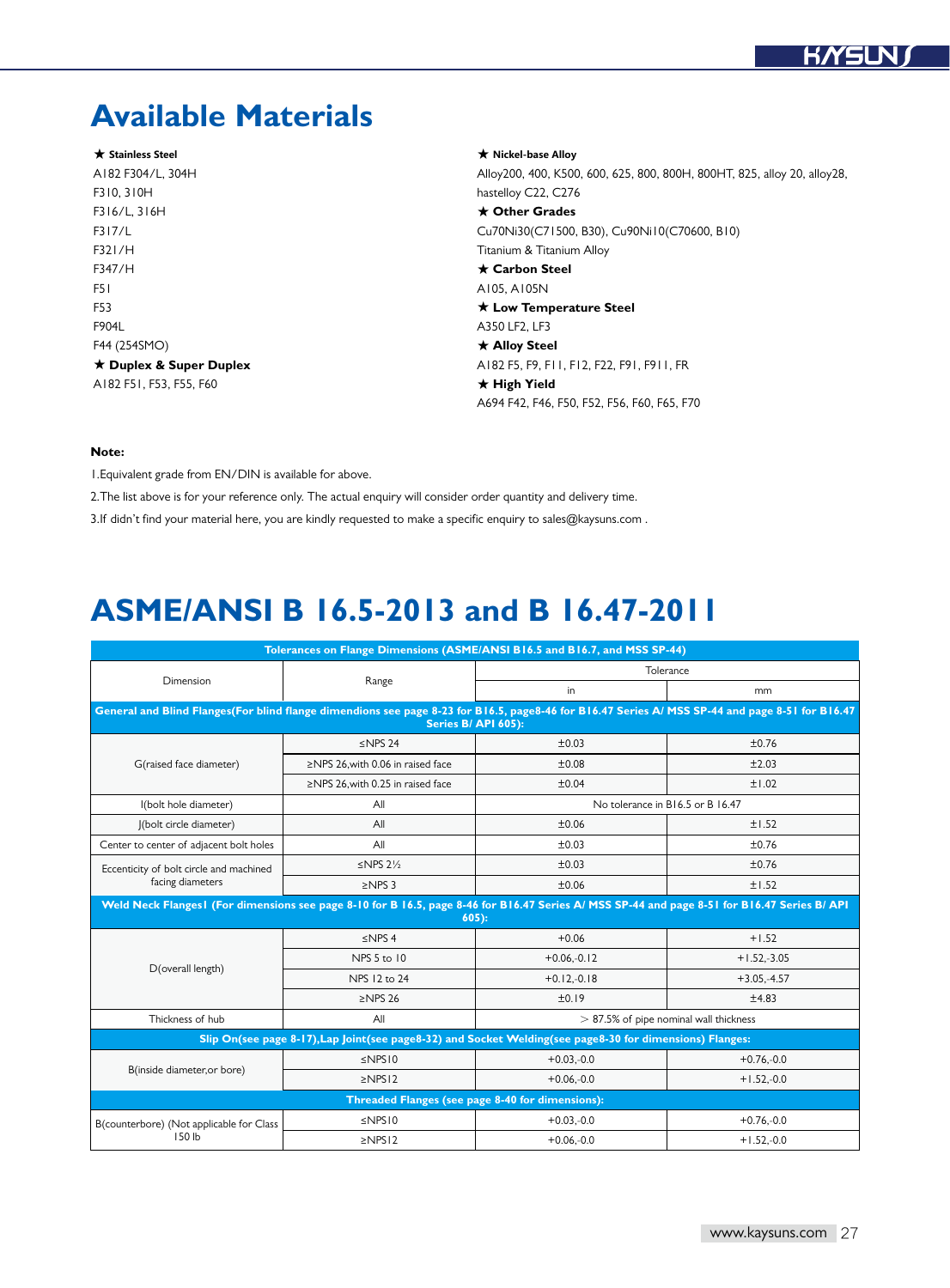# Available Materials

★ **Stainless Steel**
A182 F304/L, 304H
F310, 310H
F316/L, 316H
F317/L
F321/H
F347/H
F51
F53
F904L
F44 (254SMO)

★ **Duplex & Super Duplex**
A182 F51, F53, F55, F60

★ **Nickel-base Alloy**
Alloy200, 400, K500, 600, 625, 800, 800H, 800HT, 825, alloy 20, alloy28, hastelloy C22, C276

★ **Other Grades**
Cu70Ni30(C71500, B30), Cu90Ni10(C70600, B10)
Titanium & Titanium Alloy

★ **Carbon Steel**
A105, A105N

★ **Low Temperature Steel**
A350 LF2, LF3

★ **Alloy Steel**
A182 F5, F9, F11, F12, F22, F91, F911, FR

★ **High Yield**
A694 F42, F46, F50, F52, F56, F60, F65, F70

**Note:**

1.Equivalent grade from EN/DIN is available for above.

2.The list above is for your reference only. The actual enquiry will consider order quantity and delivery time.

3.If didn't find your material here, you are kindly requested to make a specific enquiry to sales@kaysuns.com .

# ASME/ANSI B 16.5-2013 and B 16.47-2011

| Tolerances on Flange Dimensions (ASME/ANSI B16.5 and B16.7, and MSS SP-44) | | | |
|---|---|---|---|
| Dimension | Range | Tolerance | |
| | | in | mm |
| **General and Blind Flanges(For blind flange dimendions see page 8-23 for B16.5, page8-46 for B16.47 Series A/ MSS SP-44 and page 8-51 for B16.47 Series B/ API 605):** | | | |
| G(raised face diameter) | ≤NPS 24 | ±0.03 | ±0.76 |
| | ≥NPS 26,with 0.06 in raised face | ±0.08 | ±2.03 |
| | ≥NPS 26,with 0.25 in raised face | ±0.04 | ±1.02 |
| I(bolt hole diameter) | All | No tolerance in B16.5 or B 16.47 | |
| J(bolt circle diameter) | All | ±0.06 | ±1.52 |
| Center to center of adjacent bolt holes | All | ±0.03 | ±0.76 |
| Eccenticity of bolt circle and machined facing diameters | ≤NPS 2½ | ±0.03 | ±0.76 |
| | ≥NPS 3 | ±0.06 | ±1.52 |
| **Weld Neck FlangesI (For dimensions see page 8-10 for B 16.5, page 8-46 for B16.47 Series A/ MSS SP-44 and page 8-51 for B16.47 Series B/ API 605):** | | | |
| D(overall length) | ≤NPS 4 | +0.06 | +1.52 |
| | NPS 5 to 10 | +0.06,-0.12 | +1.52,-3.05 |
| | NPS 12 to 24 | +0.12,-0.18 | +3.05,-4.57 |
| | ≥NPS 26 | ±0.19 | ±4.83 |
| Thickness of hub | All | ＞ 87.5% of pipe nominal wall thickness | |
| **Slip On(see page 8-17),Lap Joint(see page8-32) and Socket Welding(see page8-30 for dimensions) Flanges:** | | | |
| B(inside diameter,or bore) | ≤NPS10 | +0.03,-0.0 | +0.76,-0.0 |
| | ≥NPS12 | +0.06,-0.0 | +1.52,-0.0 |
| **Threaded Flanges (see page 8-40 for dimensions):** | | | |
| B(counterbore) (Not applicable for Class 150 lb | ≤NPS10 | +0.03,-0.0 | +0.76,-0.0 |
| | ≥NPS12 | +0.06,-0.0 | +1.52,-0.0 |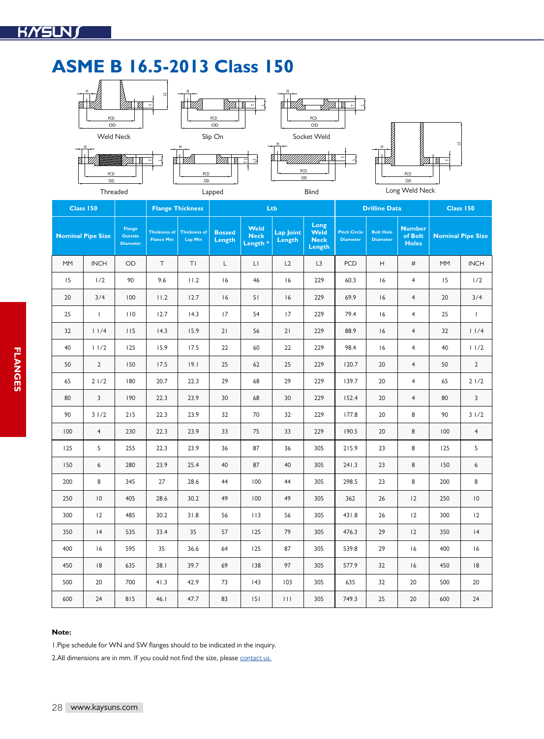# ASME B 16.5-2013 Class 150

Weld Neck

Slip On

Socket Weld

Threaded

Lapped

Blind

Long Weld Neck

| Class 150 | | | Flange Thickness | | Ltb | | | | Drilline Data | | | Class 150 | |
|---|---|---|---|---|---|---|---|---|---|---|---|---|---|
| Nominal Pipe Size | | Flange Outside Diameter | Thickness of Flance Min | Thickness of Lap Min | Bossed Length | Weld Neck Length * | Lap Joint Length | Long Weld Neck Length | Pitch Circle Diameter | Bolt Hole Diameter | Number of Bolt Holes | Nominal Pipe Size | |
| MM | INCH | OD | T | T1 | L | L1 | L2 | L3 | PCD | H | # | MM | INCH |
| 15 | 1/2 | 90 | 9.6 | 11.2 | 16 | 46 | 16 | 229 | 60.3 | 16 | 4 | 15 | 1/2 |
| 20 | 3/4 | 100 | 11.2 | 12.7 | 16 | 51 | 16 | 229 | 69.9 | 16 | 4 | 20 | 3/4 |
| 25 | 1 | 110 | 12.7 | 14.3 | 17 | 54 | 17 | 229 | 79.4 | 16 | 4 | 25 | 1 |
| 32 | 1 1/4 | 115 | 14.3 | 15.9 | 21 | 56 | 21 | 229 | 88.9 | 16 | 4 | 32 | 1 1/4 |
| 40 | 1 1/2 | 125 | 15.9 | 17.5 | 22 | 60 | 22 | 229 | 98.4 | 16 | 4 | 40 | 1 1/2 |
| 50 | 2 | 150 | 17.5 | 19.1 | 25 | 62 | 25 | 229 | 120.7 | 20 | 4 | 50 | 2 |
| 65 | 2 1/2 | 180 | 20.7 | 22.3 | 29 | 68 | 29 | 229 | 139.7 | 20 | 4 | 65 | 2 1/2 |
| 80 | 3 | 190 | 22.3 | 23.9 | 30 | 68 | 30 | 229 | 152.4 | 20 | 4 | 80 | 3 |
| 90 | 3 1/2 | 215 | 22.3 | 23.9 | 32 | 70 | 32 | 229 | 177.8 | 20 | 8 | 90 | 3 1/2 |
| 100 | 4 | 230 | 22.3 | 23.9 | 33 | 75 | 33 | 229 | 190.5 | 20 | 8 | 100 | 4 |
| 125 | 5 | 255 | 22.3 | 23.9 | 36 | 87 | 36 | 305 | 215.9 | 23 | 8 | 125 | 5 |
| 150 | 6 | 280 | 23.9 | 25.4 | 40 | 87 | 40 | 305 | 241.3 | 23 | 8 | 150 | 6 |
| 200 | 8 | 345 | 27 | 28.6 | 44 | 100 | 44 | 305 | 298.5 | 23 | 8 | 200 | 8 |
| 250 | 10 | 405 | 28.6 | 30.2 | 49 | 100 | 49 | 305 | 362 | 26 | 12 | 250 | 10 |
| 300 | 12 | 485 | 30.2 | 31.8 | 56 | 113 | 56 | 305 | 431.8 | 26 | 12 | 300 | 12 |
| 350 | 14 | 535 | 33.4 | 35 | 57 | 125 | 79 | 305 | 476.3 | 29 | 12 | 350 | 14 |
| 400 | 16 | 595 | 35 | 36.6 | 64 | 125 | 87 | 305 | 539.8 | 29 | 16 | 400 | 16 |
| 450 | 18 | 635 | 38.1 | 39.7 | 69 | 138 | 97 | 305 | 577.9 | 32 | 16 | 450 | 18 |
| 500 | 20 | 700 | 41.3 | 42.9 | 73 | 143 | 103 | 305 | 635 | 32 | 20 | 500 | 20 |
| 600 | 24 | 815 | 46.1 | 47.7 | 83 | 151 | 111 | 305 | 749.3 | 25 | 20 | 600 | 24 |

**Note:**

1.Pipe schedule for WN and SW flanges should to be indicated in the inquiry.

2.All dimensions are in mm. If you could not find the size, please contact us.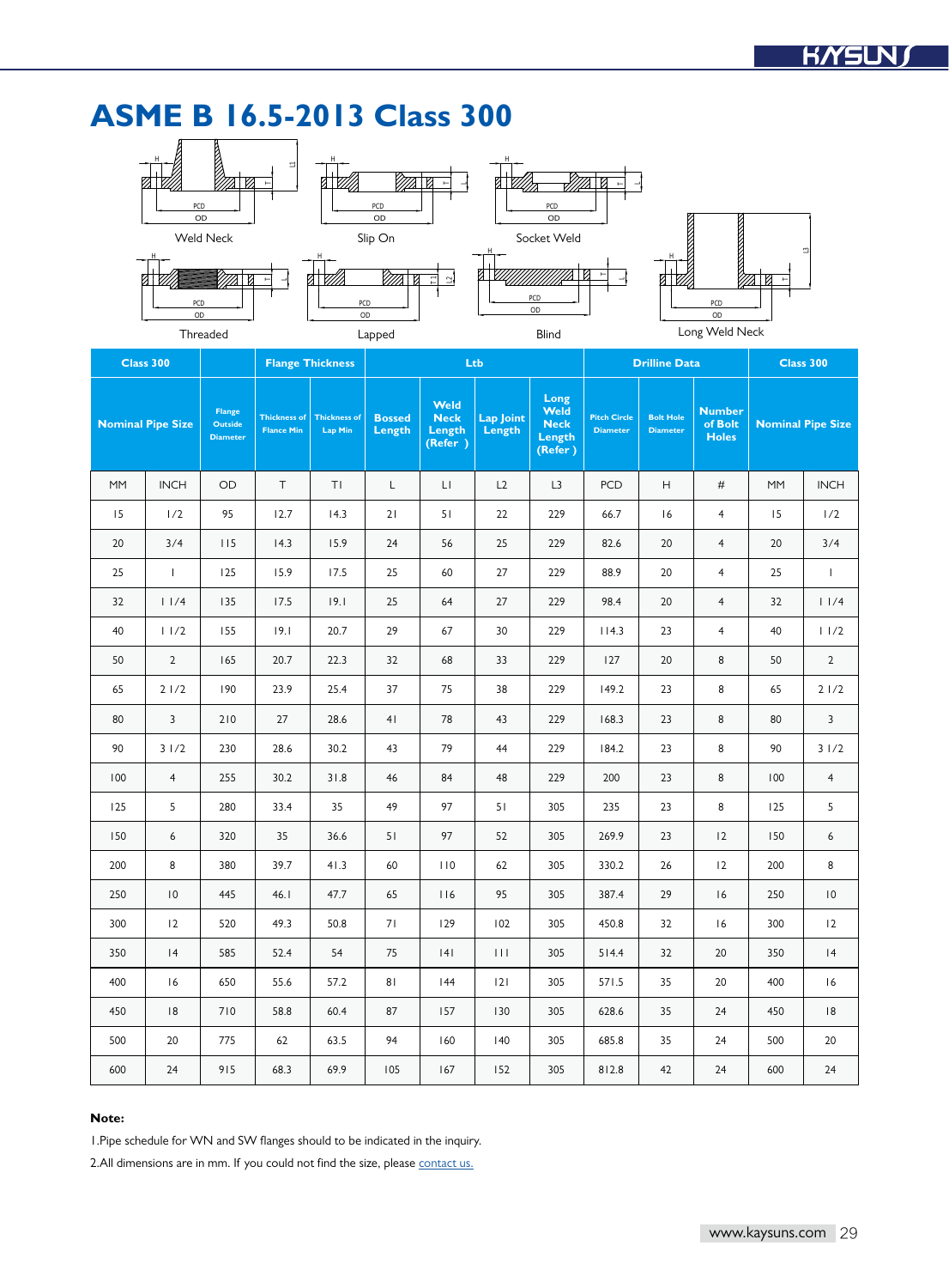# ASME B 16.5-2013 Class 300

Weld Neck

Slip On

Socket Weld

Threaded

Lapped

Blind

Long Weld Neck

| Class 300 | | | Flange Thickness | | Ltb | | | | Drilline Data | | | Class 300 | |
|---|---|---|---|---|---|---|---|---|---|---|---|---|---|
| Nominal Pipe Size | | Flange Outside Diameter | Thickness of Flance Min | Thickness of Lap Min | Bossed Length | Weld Neck Length (Refer ) | Lap Joint Length | Long Weld Neck Length (Refer ) | Pitch Circle Diameter | Bolt Hole Diameter | Number of Bolt Holes | Nominal Pipe Size | |
| MM | INCH | OD | T | TI | L | LI | L2 | L3 | PCD | H | # | MM | INCH |
| 15 | 1/2 | 95 | 12.7 | 14.3 | 21 | 51 | 22 | 229 | 66.7 | 16 | 4 | 15 | 1/2 |
| 20 | 3/4 | 115 | 14.3 | 15.9 | 24 | 56 | 25 | 229 | 82.6 | 20 | 4 | 20 | 3/4 |
| 25 | 1 | 125 | 15.9 | 17.5 | 25 | 60 | 27 | 229 | 88.9 | 20 | 4 | 25 | 1 |
| 32 | 1 1/4 | 135 | 17.5 | 19.1 | 25 | 64 | 27 | 229 | 98.4 | 20 | 4 | 32 | 1 1/4 |
| 40 | 1 1/2 | 155 | 19.1 | 20.7 | 29 | 67 | 30 | 229 | 114.3 | 23 | 4 | 40 | 1 1/2 |
| 50 | 2 | 165 | 20.7 | 22.3 | 32 | 68 | 33 | 229 | 127 | 20 | 8 | 50 | 2 |
| 65 | 2 1/2 | 190 | 23.9 | 25.4 | 37 | 75 | 38 | 229 | 149.2 | 23 | 8 | 65 | 2 1/2 |
| 80 | 3 | 210 | 27 | 28.6 | 41 | 78 | 43 | 229 | 168.3 | 23 | 8 | 80 | 3 |
| 90 | 3 1/2 | 230 | 28.6 | 30.2 | 43 | 79 | 44 | 229 | 184.2 | 23 | 8 | 90 | 3 1/2 |
| 100 | 4 | 255 | 30.2 | 31.8 | 46 | 84 | 48 | 229 | 200 | 23 | 8 | 100 | 4 |
| 125 | 5 | 280 | 33.4 | 35 | 49 | 97 | 51 | 305 | 235 | 23 | 8 | 125 | 5 |
| 150 | 6 | 320 | 35 | 36.6 | 51 | 97 | 52 | 305 | 269.9 | 23 | 12 | 150 | 6 |
| 200 | 8 | 380 | 39.7 | 41.3 | 60 | 110 | 62 | 305 | 330.2 | 26 | 12 | 200 | 8 |
| 250 | 10 | 445 | 46.1 | 47.7 | 65 | 116 | 95 | 305 | 387.4 | 29 | 16 | 250 | 10 |
| 300 | 12 | 520 | 49.3 | 50.8 | 71 | 129 | 102 | 305 | 450.8 | 32 | 16 | 300 | 12 |
| 350 | 14 | 585 | 52.4 | 54 | 75 | 141 | 111 | 305 | 514.4 | 32 | 20 | 350 | 14 |
| 400 | 16 | 650 | 55.6 | 57.2 | 81 | 144 | 121 | 305 | 571.5 | 35 | 20 | 400 | 16 |
| 450 | 18 | 710 | 58.8 | 60.4 | 87 | 157 | 130 | 305 | 628.6 | 35 | 24 | 450 | 18 |
| 500 | 20 | 775 | 62 | 63.5 | 94 | 160 | 140 | 305 | 685.8 | 35 | 24 | 500 | 20 |
| 600 | 24 | 915 | 68.3 | 69.9 | 105 | 167 | 152 | 305 | 812.8 | 42 | 24 | 600 | 24 |

**Note:**

1.Pipe schedule for WN and SW flanges should to be indicated in the inquiry.

2.All dimensions are in mm. If you could not find the size, please contact us.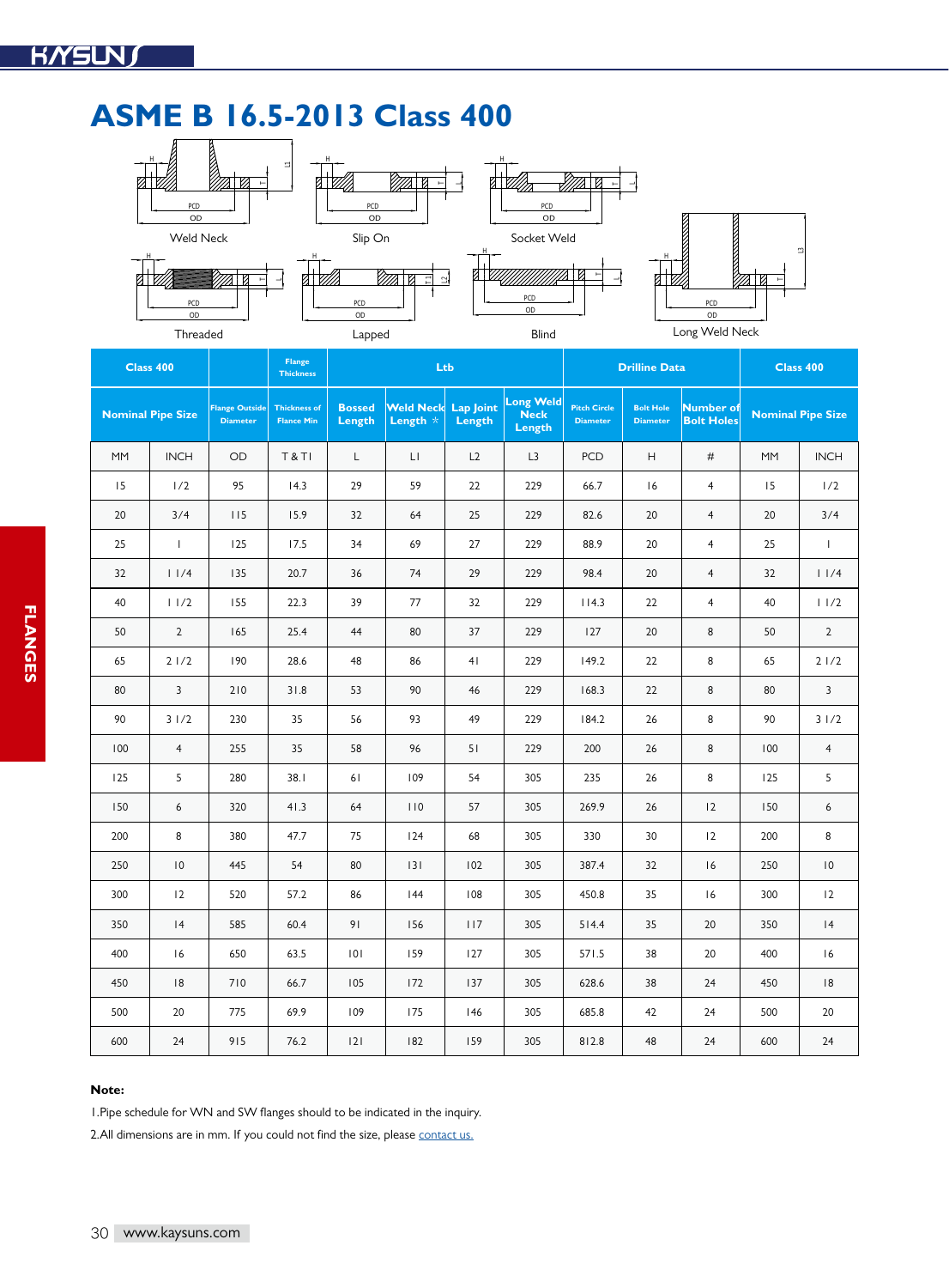# ASME B 16.5-2013 Class 400

Weld Neck

Slip On

Socket Weld

Threaded

Lapped

Blind

Long Weld Neck

| Class 400 | | | Flange Thickness | Ltb | | | | Drilline Data | | | Class 400 | |
|---|---|---|---|---|---|---|---|---|---|---|---|---|
| Nominal Pipe Size | | Flange Outside Diameter | Thickness of Flance Min | Bossed Length | Weld Neck Length * | Lap Joint Length | Long Weld Neck Length | Pitch Circle Diameter | Bolt Hole Diameter | Number of Bolt Holes | Nominal Pipe Size | |
| MM | INCH | OD | T & T1 | L | L1 | L2 | L3 | PCD | H | # | MM | INCH |
| 15 | 1/2 | 95 | 14.3 | 29 | 59 | 22 | 229 | 66.7 | 16 | 4 | 15 | 1/2 |
| 20 | 3/4 | 115 | 15.9 | 32 | 64 | 25 | 229 | 82.6 | 20 | 4 | 20 | 3/4 |
| 25 | 1 | 125 | 17.5 | 34 | 69 | 27 | 229 | 88.9 | 20 | 4 | 25 | 1 |
| 32 | 1 1/4 | 135 | 20.7 | 36 | 74 | 29 | 229 | 98.4 | 20 | 4 | 32 | 1 1/4 |
| 40 | 1 1/2 | 155 | 22.3 | 39 | 77 | 32 | 229 | 114.3 | 22 | 4 | 40 | 1 1/2 |
| 50 | 2 | 165 | 25.4 | 44 | 80 | 37 | 229 | 127 | 20 | 8 | 50 | 2 |
| 65 | 2 1/2 | 190 | 28.6 | 48 | 86 | 41 | 229 | 149.2 | 22 | 8 | 65 | 2 1/2 |
| 80 | 3 | 210 | 31.8 | 53 | 90 | 46 | 229 | 168.3 | 22 | 8 | 80 | 3 |
| 90 | 3 1/2 | 230 | 35 | 56 | 93 | 49 | 229 | 184.2 | 26 | 8 | 90 | 3 1/2 |
| 100 | 4 | 255 | 35 | 58 | 96 | 51 | 229 | 200 | 26 | 8 | 100 | 4 |
| 125 | 5 | 280 | 38.1 | 61 | 109 | 54 | 305 | 235 | 26 | 8 | 125 | 5 |
| 150 | 6 | 320 | 41.3 | 64 | 110 | 57 | 305 | 269.9 | 26 | 12 | 150 | 6 |
| 200 | 8 | 380 | 47.7 | 75 | 124 | 68 | 305 | 330 | 30 | 12 | 200 | 8 |
| 250 | 10 | 445 | 54 | 80 | 131 | 102 | 305 | 387.4 | 32 | 16 | 250 | 10 |
| 300 | 12 | 520 | 57.2 | 86 | 144 | 108 | 305 | 450.8 | 35 | 16 | 300 | 12 |
| 350 | 14 | 585 | 60.4 | 91 | 156 | 117 | 305 | 514.4 | 35 | 20 | 350 | 14 |
| 400 | 16 | 650 | 63.5 | 101 | 159 | 127 | 305 | 571.5 | 38 | 20 | 400 | 16 |
| 450 | 18 | 710 | 66.7 | 105 | 172 | 137 | 305 | 628.6 | 38 | 24 | 450 | 18 |
| 500 | 20 | 775 | 69.9 | 109 | 175 | 146 | 305 | 685.8 | 42 | 24 | 500 | 20 |
| 600 | 24 | 915 | 76.2 | 121 | 182 | 159 | 305 | 812.8 | 48 | 24 | 600 | 24 |

**Note:**

1.Pipe schedule for WN and SW flanges should to be indicated in the inquiry.

2.All dimensions are in mm. If you could not find the size, please contact us.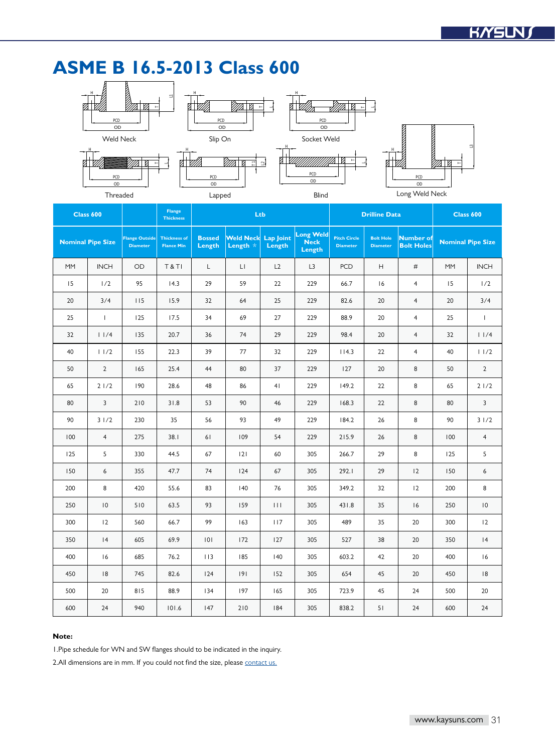# ASME B 16.5-2013 Class 600

Weld Neck

Slip On

Socket Weld

Threaded

Lapped

Blind

Long Weld Neck

| Class 600 | | | Flange Thickness | Ltb | | | | Drilline Data | | | Class 600 | |
|---|---|---|---|---|---|---|---|---|---|---|---|---|
| Nominal Pipe Size | | Flange Outside Diameter | Thickness of Flance Min | Bossed Length | Weld Neck Length * | Lap Joint Length | Long Weld Neck Length | Pitch Circle Diameter | Bolt Hole Diameter | Number of Bolt Holes | Nominal Pipe Size | |
| MM | INCH | OD | T & T1 | L | L1 | L2 | L3 | PCD | H | # | MM | INCH |
| 15 | 1/2 | 95 | 14.3 | 29 | 59 | 22 | 229 | 66.7 | 16 | 4 | 15 | 1/2 |
| 20 | 3/4 | 115 | 15.9 | 32 | 64 | 25 | 229 | 82.6 | 20 | 4 | 20 | 3/4 |
| 25 | 1 | 125 | 17.5 | 34 | 69 | 27 | 229 | 88.9 | 20 | 4 | 25 | 1 |
| 32 | 1 1/4 | 135 | 20.7 | 36 | 74 | 29 | 229 | 98.4 | 20 | 4 | 32 | 1 1/4 |
| 40 | 1 1/2 | 155 | 22.3 | 39 | 77 | 32 | 229 | 114.3 | 22 | 4 | 40 | 1 1/2 |
| 50 | 2 | 165 | 25.4 | 44 | 80 | 37 | 229 | 127 | 20 | 8 | 50 | 2 |
| 65 | 2 1/2 | 190 | 28.6 | 48 | 86 | 41 | 229 | 149.2 | 22 | 8 | 65 | 2 1/2 |
| 80 | 3 | 210 | 31.8 | 53 | 90 | 46 | 229 | 168.3 | 22 | 8 | 80 | 3 |
| 90 | 3 1/2 | 230 | 35 | 56 | 93 | 49 | 229 | 184.2 | 26 | 8 | 90 | 3 1/2 |
| 100 | 4 | 275 | 38.1 | 61 | 109 | 54 | 229 | 215.9 | 26 | 8 | 100 | 4 |
| 125 | 5 | 330 | 44.5 | 67 | 121 | 60 | 305 | 266.7 | 29 | 8 | 125 | 5 |
| 150 | 6 | 355 | 47.7 | 74 | 124 | 67 | 305 | 292.1 | 29 | 12 | 150 | 6 |
| 200 | 8 | 420 | 55.6 | 83 | 140 | 76 | 305 | 349.2 | 32 | 12 | 200 | 8 |
| 250 | 10 | 510 | 63.5 | 93 | 159 | 111 | 305 | 431.8 | 35 | 16 | 250 | 10 |
| 300 | 12 | 560 | 66.7 | 99 | 163 | 117 | 305 | 489 | 35 | 20 | 300 | 12 |
| 350 | 14 | 605 | 69.9 | 101 | 172 | 127 | 305 | 527 | 38 | 20 | 350 | 14 |
| 400 | 16 | 685 | 76.2 | 113 | 185 | 140 | 305 | 603.2 | 42 | 20 | 400 | 16 |
| 450 | 18 | 745 | 82.6 | 124 | 191 | 152 | 305 | 654 | 45 | 20 | 450 | 18 |
| 500 | 20 | 815 | 88.9 | 134 | 197 | 165 | 305 | 723.9 | 45 | 24 | 500 | 20 |
| 600 | 24 | 940 | 101.6 | 147 | 210 | 184 | 305 | 838.2 | 51 | 24 | 600 | 24 |

**Note:**

1.Pipe schedule for WN and SW flanges should to be indicated in the inquiry.

2.All dimensions are in mm. If you could not find the size, please contact us.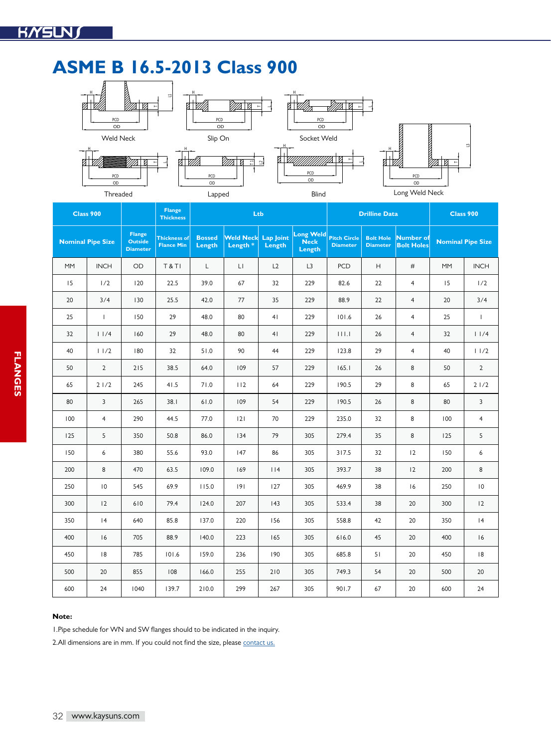# ASME B 16.5-2013 Class 900

Weld Neck

Slip On

Socket Weld

Threaded

Lapped

Blind

Long Weld Neck

| Class 900 | | | Flange Thickness | Ltb | | | | Drilline Data | | | Class 900 | |
|---|---|---|---|---|---|---|---|---|---|---|---|---|
| Nominal Pipe Size | | Flange Outside Diameter | Thickness of Flance Min | Bossed Length | Weld Neck Length * | Lap Joint Length | Long Weld Neck Length | Pitch Circle Diameter | Bolt Hole Diameter | Number of Bolt Holes | Nominal Pipe Size | |
| MM | INCH | OD | T & T1 | L | L1 | L2 | L3 | PCD | H | # | MM | INCH |
| 15 | 1/2 | 120 | 22.5 | 39.0 | 67 | 32 | 229 | 82.6 | 22 | 4 | 15 | 1/2 |
| 20 | 3/4 | 130 | 25.5 | 42.0 | 77 | 35 | 229 | 88.9 | 22 | 4 | 20 | 3/4 |
| 25 | 1 | 150 | 29 | 48.0 | 80 | 41 | 229 | 101.6 | 26 | 4 | 25 | 1 |
| 32 | 1 1/4 | 160 | 29 | 48.0 | 80 | 41 | 229 | 111.1 | 26 | 4 | 32 | 1 1/4 |
| 40 | 1 1/2 | 180 | 32 | 51.0 | 90 | 44 | 229 | 123.8 | 29 | 4 | 40 | 1 1/2 |
| 50 | 2 | 215 | 38.5 | 64.0 | 109 | 57 | 229 | 165.1 | 26 | 8 | 50 | 2 |
| 65 | 2 1/2 | 245 | 41.5 | 71.0 | 112 | 64 | 229 | 190.5 | 29 | 8 | 65 | 2 1/2 |
| 80 | 3 | 265 | 38.1 | 61.0 | 109 | 54 | 229 | 190.5 | 26 | 8 | 80 | 3 |
| 100 | 4 | 290 | 44.5 | 77.0 | 121 | 70 | 229 | 235.0 | 32 | 8 | 100 | 4 |
| 125 | 5 | 350 | 50.8 | 86.0 | 134 | 79 | 305 | 279.4 | 35 | 8 | 125 | 5 |
| 150 | 6 | 380 | 55.6 | 93.0 | 147 | 86 | 305 | 317.5 | 32 | 12 | 150 | 6 |
| 200 | 8 | 470 | 63.5 | 109.0 | 169 | 114 | 305 | 393.7 | 38 | 12 | 200 | 8 |
| 250 | 10 | 545 | 69.9 | 115.0 | 191 | 127 | 305 | 469.9 | 38 | 16 | 250 | 10 |
| 300 | 12 | 610 | 79.4 | 124.0 | 207 | 143 | 305 | 533.4 | 38 | 20 | 300 | 12 |
| 350 | 14 | 640 | 85.8 | 137.0 | 220 | 156 | 305 | 558.8 | 42 | 20 | 350 | 14 |
| 400 | 16 | 705 | 88.9 | 140.0 | 223 | 165 | 305 | 616.0 | 45 | 20 | 400 | 16 |
| 450 | 18 | 785 | 101.6 | 159.0 | 236 | 190 | 305 | 685.8 | 51 | 20 | 450 | 18 |
| 500 | 20 | 855 | 108 | 166.0 | 255 | 210 | 305 | 749.3 | 54 | 20 | 500 | 20 |
| 600 | 24 | 1040 | 139.7 | 210.0 | 299 | 267 | 305 | 901.7 | 67 | 20 | 600 | 24 |

**Note:**

1.Pipe schedule for WN and SW flanges should to be indicated in the inquiry.

2.All dimensions are in mm. If you could not find the size, please contact us.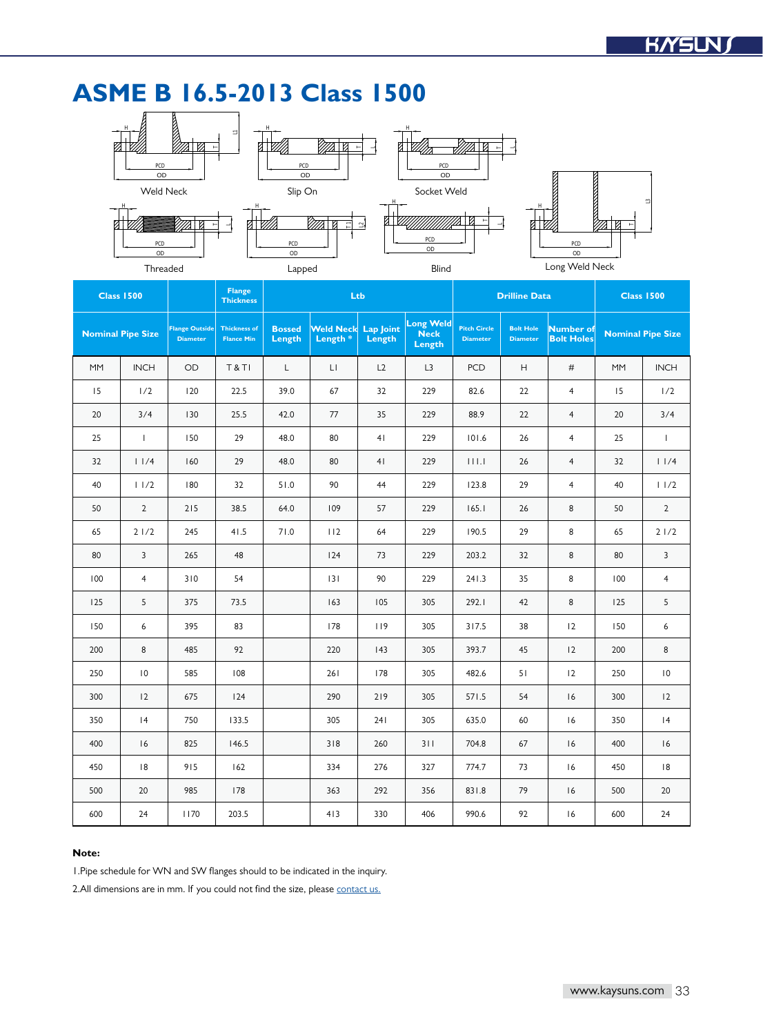# ASME B 16.5-2013 Class 1500

Weld Neck

Slip On

Socket Weld

Threaded

Lapped

Blind

Long Weld Neck

| Class 1500 | | | Flange Thickness | Ltb | | | | Drilline Data | | | Class 1500 | |
|---|---|---|---|---|---|---|---|---|---|---|---|---|
| Nominal Pipe Size | | Flange Outside Diameter | Thickness of Flance Min | Bossed Length | Weld Neck Length * | Lap Joint Length | Long Weld Neck Length | Pitch Circle Diameter | Bolt Hole Diameter | Number of Bolt Holes | Nominal Pipe Size | |
| MM | INCH | OD | T & TI | L | LI | L2 | L3 | PCD | H | # | MM | INCH |
| 15 | 1/2 | 120 | 22.5 | 39.0 | 67 | 32 | 229 | 82.6 | 22 | 4 | 15 | 1/2 |
| 20 | 3/4 | 130 | 25.5 | 42.0 | 77 | 35 | 229 | 88.9 | 22 | 4 | 20 | 3/4 |
| 25 | 1 | 150 | 29 | 48.0 | 80 | 41 | 229 | 101.6 | 26 | 4 | 25 | 1 |
| 32 | 1 1/4 | 160 | 29 | 48.0 | 80 | 41 | 229 | 111.1 | 26 | 4 | 32 | 1 1/4 |
| 40 | 1 1/2 | 180 | 32 | 51.0 | 90 | 44 | 229 | 123.8 | 29 | 4 | 40 | 1 1/2 |
| 50 | 2 | 215 | 38.5 | 64.0 | 109 | 57 | 229 | 165.1 | 26 | 8 | 50 | 2 |
| 65 | 2 1/2 | 245 | 41.5 | 71.0 | 112 | 64 | 229 | 190.5 | 29 | 8 | 65 | 2 1/2 |
| 80 | 3 | 265 | 48 | | 124 | 73 | 229 | 203.2 | 32 | 8 | 80 | 3 |
| 100 | 4 | 310 | 54 | | 131 | 90 | 229 | 241.3 | 35 | 8 | 100 | 4 |
| 125 | 5 | 375 | 73.5 | | 163 | 105 | 305 | 292.1 | 42 | 8 | 125 | 5 |
| 150 | 6 | 395 | 83 | | 178 | 119 | 305 | 317.5 | 38 | 12 | 150 | 6 |
| 200 | 8 | 485 | 92 | | 220 | 143 | 305 | 393.7 | 45 | 12 | 200 | 8 |
| 250 | 10 | 585 | 108 | | 261 | 178 | 305 | 482.6 | 51 | 12 | 250 | 10 |
| 300 | 12 | 675 | 124 | | 290 | 219 | 305 | 571.5 | 54 | 16 | 300 | 12 |
| 350 | 14 | 750 | 133.5 | | 305 | 241 | 305 | 635.0 | 60 | 16 | 350 | 14 |
| 400 | 16 | 825 | 146.5 | | 318 | 260 | 311 | 704.8 | 67 | 16 | 400 | 16 |
| 450 | 18 | 915 | 162 | | 334 | 276 | 327 | 774.7 | 73 | 16 | 450 | 18 |
| 500 | 20 | 985 | 178 | | 363 | 292 | 356 | 831.8 | 79 | 16 | 500 | 20 |
| 600 | 24 | 1170 | 203.5 | | 413 | 330 | 406 | 990.6 | 92 | 16 | 600 | 24 |

**Note:**

1.Pipe schedule for WN and SW flanges should to be indicated in the inquiry.

2.All dimensions are in mm. If you could not find the size, please contact us.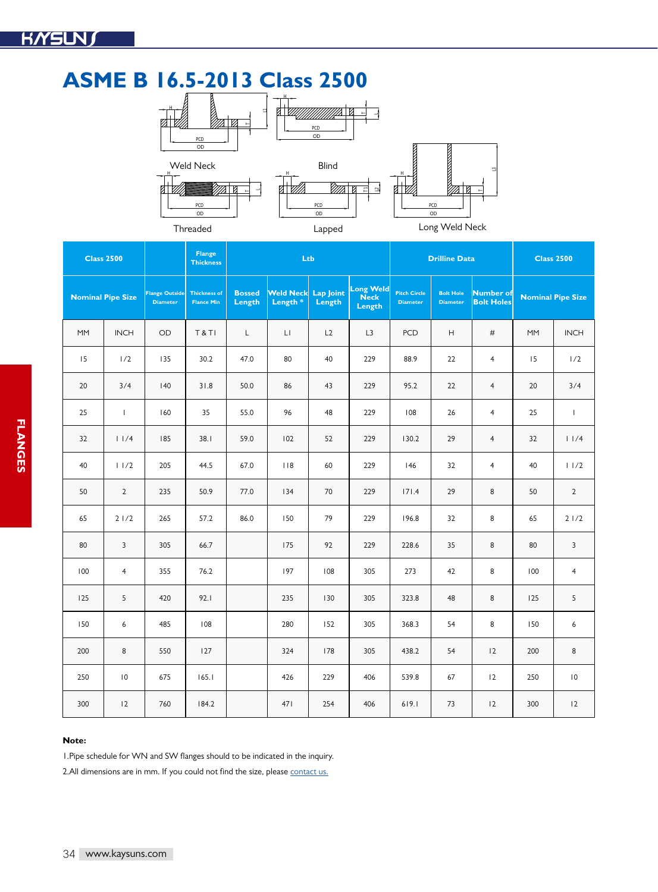# ASME B 16.5-2013 Class 2500

Weld Neck

Blind

Threaded

Lapped

Long Weld Neck

| Class 2500 | | | Flange Thickness | Ltb | | | | Drilline Data | | | Class 2500 | |
|---|---|---|---|---|---|---|---|---|---|---|---|---|
| Nominal Pipe Size | | Flange Outside Diameter | Thickness of Flance Min | Bossed Length | Weld Neck Length * | Lap Joint Length | Long Weld Neck Length | Pitch Circle Diameter | Bolt Hole Diameter | Number of Bolt Holes | Nominal Pipe Size | |
| MM | INCH | OD | T & T1 | L | L1 | L2 | L3 | PCD | H | # | MM | INCH |
| 15 | 1/2 | 135 | 30.2 | 47.0 | 80 | 40 | 229 | 88.9 | 22 | 4 | 15 | 1/2 |
| 20 | 3/4 | 140 | 31.8 | 50.0 | 86 | 43 | 229 | 95.2 | 22 | 4 | 20 | 3/4 |
| 25 | 1 | 160 | 35 | 55.0 | 96 | 48 | 229 | 108 | 26 | 4 | 25 | 1 |
| 32 | 1 1/4 | 185 | 38.1 | 59.0 | 102 | 52 | 229 | 130.2 | 29 | 4 | 32 | 1 1/4 |
| 40 | 1 1/2 | 205 | 44.5 | 67.0 | 118 | 60 | 229 | 146 | 32 | 4 | 40 | 1 1/2 |
| 50 | 2 | 235 | 50.9 | 77.0 | 134 | 70 | 229 | 171.4 | 29 | 8 | 50 | 2 |
| 65 | 2 1/2 | 265 | 57.2 | 86.0 | 150 | 79 | 229 | 196.8 | 32 | 8 | 65 | 2 1/2 |
| 80 | 3 | 305 | 66.7 | | 175 | 92 | 229 | 228.6 | 35 | 8 | 80 | 3 |
| 100 | 4 | 355 | 76.2 | | 197 | 108 | 305 | 273 | 42 | 8 | 100 | 4 |
| 125 | 5 | 420 | 92.1 | | 235 | 130 | 305 | 323.8 | 48 | 8 | 125 | 5 |
| 150 | 6 | 485 | 108 | | 280 | 152 | 305 | 368.3 | 54 | 8 | 150 | 6 |
| 200 | 8 | 550 | 127 | | 324 | 178 | 305 | 438.2 | 54 | 12 | 200 | 8 |
| 250 | 10 | 675 | 165.1 | | 426 | 229 | 406 | 539.8 | 67 | 12 | 250 | 10 |
| 300 | 12 | 760 | 184.2 | | 471 | 254 | 406 | 619.1 | 73 | 12 | 300 | 12 |

**Note:**

1.Pipe schedule for WN and SW flanges should to be indicated in the inquiry.

2.All dimensions are in mm. If you could not find the size, please contact us.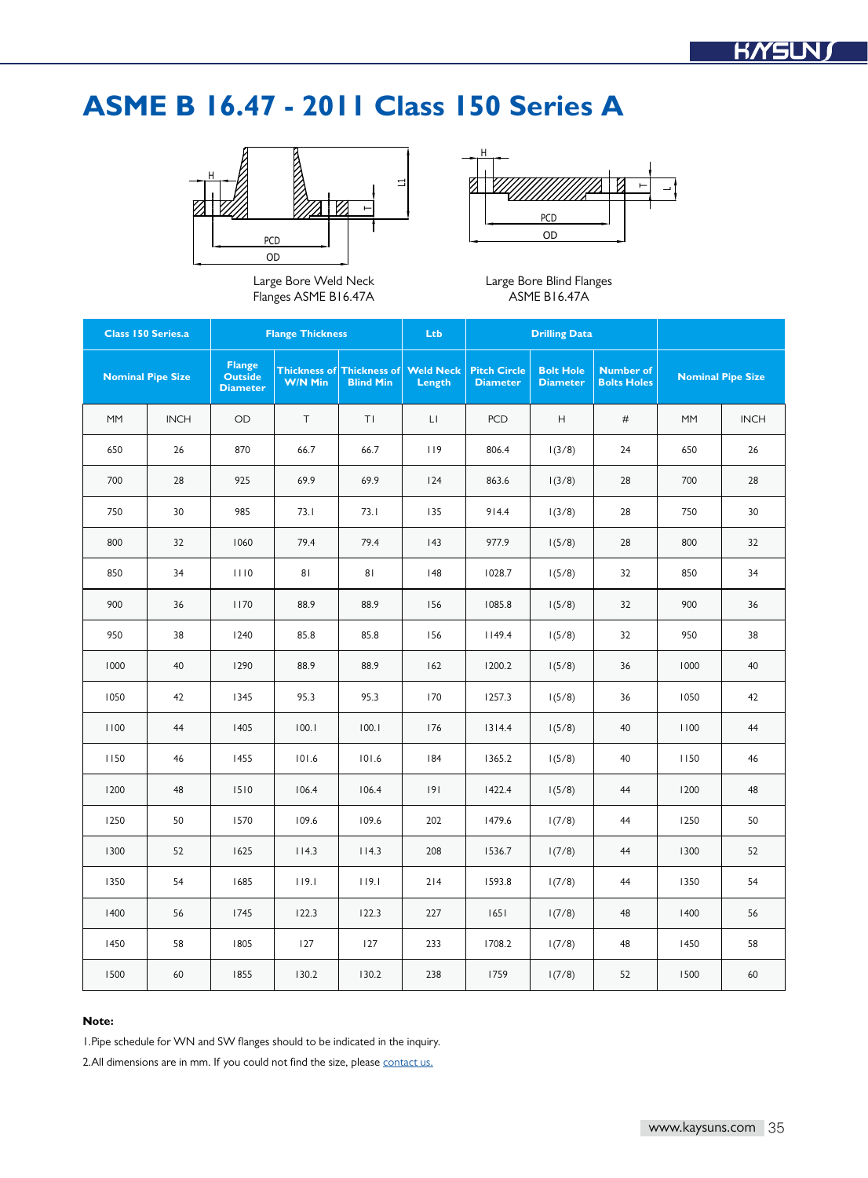# ASME B 16.47 - 2011 Class 150 Series A

Large Bore Weld Neck Flanges ASME B16.47A

Large Bore Blind Flanges ASME B16.47A

| Class 150 Series.a | | Flange Thickness | | | Ltb | Drilling Data | | | | |
|---|---|---|---|---|---|---|---|---|---|---|
| Nominal Pipe Size | | Flange Outside Diameter | Thickness of W/N Min | Thickness of Blind Min | Weld Neck Length | Pitch Circle Diameter | Bolt Hole Diameter | Number of Bolts Holes | Nominal Pipe Size | |
| MM | INCH | OD | T | TI | LI | PCD | H | # | MM | INCH |
| 650 | 26 | 870 | 66.7 | 66.7 | 119 | 806.4 | 1(3/8) | 24 | 650 | 26 |
| 700 | 28 | 925 | 69.9 | 69.9 | 124 | 863.6 | 1(3/8) | 28 | 700 | 28 |
| 750 | 30 | 985 | 73.1 | 73.1 | 135 | 914.4 | 1(3/8) | 28 | 750 | 30 |
| 800 | 32 | 1060 | 79.4 | 79.4 | 143 | 977.9 | 1(5/8) | 28 | 800 | 32 |
| 850 | 34 | 1110 | 81 | 81 | 148 | 1028.7 | 1(5/8) | 32 | 850 | 34 |
| 900 | 36 | 1170 | 88.9 | 88.9 | 156 | 1085.8 | 1(5/8) | 32 | 900 | 36 |
| 950 | 38 | 1240 | 85.8 | 85.8 | 156 | 1149.4 | 1(5/8) | 32 | 950 | 38 |
| 1000 | 40 | 1290 | 88.9 | 88.9 | 162 | 1200.2 | 1(5/8) | 36 | 1000 | 40 |
| 1050 | 42 | 1345 | 95.3 | 95.3 | 170 | 1257.3 | 1(5/8) | 36 | 1050 | 42 |
| 1100 | 44 | 1405 | 100.1 | 100.1 | 176 | 1314.4 | 1(5/8) | 40 | 1100 | 44 |
| 1150 | 46 | 1455 | 101.6 | 101.6 | 184 | 1365.2 | 1(5/8) | 40 | 1150 | 46 |
| 1200 | 48 | 1510 | 106.4 | 106.4 | 191 | 1422.4 | 1(5/8) | 44 | 1200 | 48 |
| 1250 | 50 | 1570 | 109.6 | 109.6 | 202 | 1479.6 | 1(7/8) | 44 | 1250 | 50 |
| 1300 | 52 | 1625 | 114.3 | 114.3 | 208 | 1536.7 | 1(7/8) | 44 | 1300 | 52 |
| 1350 | 54 | 1685 | 119.1 | 119.1 | 214 | 1593.8 | 1(7/8) | 44 | 1350 | 54 |
| 1400 | 56 | 1745 | 122.3 | 122.3 | 227 | 1651 | 1(7/8) | 48 | 1400 | 56 |
| 1450 | 58 | 1805 | 127 | 127 | 233 | 1708.2 | 1(7/8) | 48 | 1450 | 58 |
| 1500 | 60 | 1855 | 130.2 | 130.2 | 238 | 1759 | 1(7/8) | 52 | 1500 | 60 |

**Note:**

1.Pipe schedule for WN and SW flanges should to be indicated in the inquiry.

2.All dimensions are in mm. If you could not find the size, please contact us.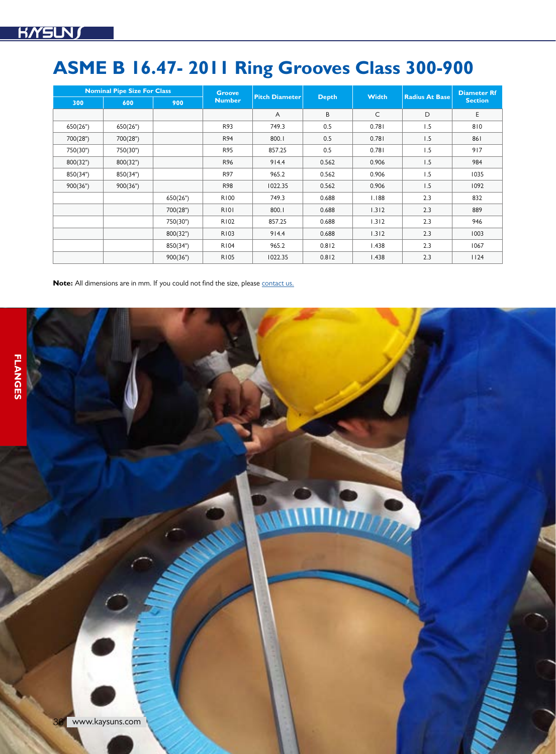# ASME B 16.47- 2011 Ring Grooves Class 300-900

| Nominal Pipe Size For Class | | | Groove Number | Pitch Diameter | Depth | Width | Radius At Base | Diameter Rf Section |
|---|---|---|---|---|---|---|---|---|
| 300 | 600 | 900 | | | | | | |
| | | | | A | B | C | D | E |
| 650(26") | 650(26") | | R93 | 749.3 | 0.5 | 0.781 | 1.5 | 810 |
| 700(28") | 700(28") | | R94 | 800.1 | 0.5 | 0.781 | 1.5 | 861 |
| 750(30") | 750(30") | | R95 | 857.25 | 0.5 | 0.781 | 1.5 | 917 |
| 800(32") | 800(32") | | R96 | 914.4 | 0.562 | 0.906 | 1.5 | 984 |
| 850(34") | 850(34") | | R97 | 965.2 | 0.562 | 0.906 | 1.5 | 1035 |
| 900(36") | 900(36") | | R98 | 1022.35 | 0.562 | 0.906 | 1.5 | 1092 |
| | | 650(26") | R100 | 749.3 | 0.688 | 1.188 | 2.3 | 832 |
| | | 700(28") | R101 | 800.1 | 0.688 | 1.312 | 2.3 | 889 |
| | | 750(30") | R102 | 857.25 | 0.688 | 1.312 | 2.3 | 946 |
| | | 800(32") | R103 | 914.4 | 0.688 | 1.312 | 2.3 | 1003 |
| | | 850(34") | R104 | 965.2 | 0.812 | 1.438 | 2.3 | 1067 |
| | | 900(36") | R105 | 1022.35 | 0.812 | 1.438 | 2.3 | 1124 |

**Note:** All dimensions are in mm. If you could not find the size, please contact us.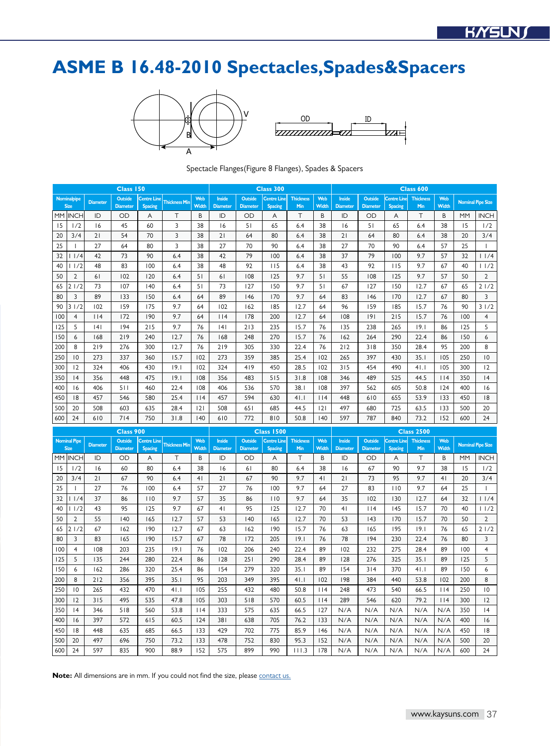# ASME B 16.48-2010 Spectacles,Spades&Spacers

Spectacle Flanges(Figure 8 Flanges), Spades & Spacers

| Class 150 | | | | | | | Class 300 | | | | | Class 600 | | | | | | |
|---|---|---|---|---|---|---|---|---|---|---|---|---|---|---|---|---|---|---|
| Nominalpipe Size | | Diameter | Outside Diameter | Centre Line Spacing | Thickness Min | Web Width | Inside Diameter | Outside Diameter | Centre Line Spacing | Thickness Min | Web Width | Inside Diameter | Outside Diameter | Centre Line Spacing | Thickness Min | Web Width | Nominal Pipe Size | |
| MM | INCH | ID | OD | A | T | B | ID | OD | A | T | B | ID | OD | A | T | B | MM | INCH |
| 15 | 1/2 | 16 | 45 | 60 | 3 | 38 | 16 | 51 | 65 | 6.4 | 38 | 16 | 51 | 65 | 6.4 | 38 | 15 | 1/2 |
| 20 | 3/4 | 21 | 54 | 70 | 3 | 38 | 21 | 64 | 80 | 6.4 | 38 | 21 | 64 | 80 | 6.4 | 38 | 20 | 3/4 |
| 25 | 1 | 27 | 64 | 80 | 3 | 38 | 27 | 70 | 90 | 6.4 | 38 | 27 | 70 | 90 | 6.4 | 57 | 25 | 1 |
| 32 | 1 1/4 | 42 | 73 | 90 | 6.4 | 38 | 42 | 79 | 100 | 6.4 | 38 | 37 | 79 | 100 | 9.7 | 57 | 32 | 1 1/4 |
| 40 | 1 1/2 | 48 | 83 | 100 | 6.4 | 38 | 48 | 92 | 115 | 6.4 | 38 | 43 | 92 | 115 | 9.7 | 67 | 40 | 1 1/2 |
| 50 | 2 | 61 | 102 | 120 | 6.4 | 51 | 61 | 108 | 125 | 9.7 | 51 | 55 | 108 | 125 | 9.7 | 57 | 50 | 2 |
| 65 | 2 1/2 | 73 | 107 | 140 | 6.4 | 51 | 73 | 127 | 150 | 9.7 | 51 | 67 | 127 | 150 | 12.7 | 67 | 65 | 2 1/2 |
| 80 | 3 | 89 | 133 | 150 | 6.4 | 64 | 89 | 146 | 170 | 9.7 | 64 | 83 | 146 | 170 | 12.7 | 67 | 80 | 3 |
| 90 | 3 1/2 | 102 | 159 | 175 | 9.7 | 64 | 102 | 162 | 185 | 12.7 | 64 | 96 | 159 | 185 | 15.7 | 76 | 90 | 3 1/2 |
| 100 | 4 | 114 | 172 | 190 | 9.7 | 64 | 114 | 178 | 200 | 12.7 | 64 | 108 | 191 | 215 | 15.7 | 76 | 100 | 4 |
| 125 | 5 | 141 | 194 | 215 | 9.7 | 76 | 141 | 213 | 235 | 15.7 | 76 | 135 | 238 | 265 | 19.1 | 86 | 125 | 5 |
| 150 | 6 | 168 | 219 | 240 | 12.7 | 76 | 168 | 248 | 270 | 15.7 | 76 | 162 | 264 | 290 | 22.4 | 86 | 150 | 6 |
| 200 | 8 | 219 | 276 | 300 | 12.7 | 76 | 219 | 305 | 330 | 22.4 | 76 | 212 | 318 | 350 | 28.4 | 95 | 200 | 8 |
| 250 | 10 | 273 | 337 | 360 | 15.7 | 102 | 273 | 359 | 385 | 25.4 | 102 | 265 | 397 | 430 | 35.1 | 105 | 250 | 10 |
| 300 | 12 | 324 | 406 | 430 | 19.1 | 102 | 324 | 419 | 450 | 28.5 | 102 | 315 | 454 | 490 | 41.1 | 105 | 300 | 12 |
| 350 | 14 | 356 | 448 | 475 | 19.1 | 108 | 356 | 483 | 515 | 31.8 | 108 | 346 | 489 | 525 | 44.5 | 114 | 350 | 14 |
| 400 | 16 | 406 | 511 | 460 | 22.4 | 108 | 406 | 536 | 570 | 38.1 | 108 | 397 | 562 | 605 | 50.8 | 124 | 400 | 16 |
| 450 | 18 | 457 | 546 | 580 | 25.4 | 114 | 457 | 594 | 630 | 41.1 | 114 | 448 | 610 | 655 | 53.9 | 133 | 450 | 18 |
| 500 | 20 | 508 | 603 | 635 | 28.4 | 121 | 508 | 651 | 685 | 44.5 | 121 | 497 | 680 | 725 | 63.5 | 133 | 500 | 20 |
| 600 | 24 | 610 | 714 | 750 | 31.8 | 140 | 610 | 772 | 810 | 50.8 | 140 | 597 | 787 | 840 | 73.2 | 152 | 600 | 24 |

| Class 900 | | | | | | | Class 1500 | | | | | Class 2500 | | | | | | |
|---|---|---|---|---|---|---|---|---|---|---|---|---|---|---|---|---|---|---|
| Nominal Pipe Size | | Diameter | Outside Diameter | Centre Line Spacing | Thickness Min | Web Width | Inside Diameter | Outside Diameter | Centre Line Spacing | Thickness Min | Web Width | Inside Diameter | Outside Diameter | Centre Line Spacing | Thickness Min | Web Width | Nominal Pipe Size | |
| MM | INCH | ID | OD | A | T | B | ID | OD | A | T | B | ID | OD | A | T | B | MM | INCH |
| 15 | 1/2 | 16 | 60 | 80 | 6.4 | 38 | 16 | 61 | 80 | 6.4 | 38 | 16 | 67 | 90 | 9.7 | 38 | 15 | 1/2 |
| 20 | 3/4 | 21 | 67 | 90 | 6.4 | 41 | 21 | 67 | 90 | 9.7 | 41 | 21 | 73 | 95 | 9.7 | 41 | 20 | 3/4 |
| 25 | 1 | 27 | 76 | 100 | 6.4 | 57 | 27 | 76 | 100 | 9.7 | 64 | 27 | 83 | 110 | 9.7 | 64 | 25 | 1 |
| 32 | 1 1/4 | 37 | 86 | 110 | 9.7 | 57 | 35 | 86 | 110 | 9.7 | 64 | 35 | 102 | 130 | 12.7 | 64 | 32 | 1 1/4 |
| 40 | 1 1/2 | 43 | 95 | 125 | 9.7 | 67 | 41 | 95 | 125 | 12.7 | 70 | 41 | 114 | 145 | 15.7 | 70 | 40 | 1 1/2 |
| 50 | 2 | 55 | 140 | 165 | 12.7 | 57 | 53 | 140 | 165 | 12.7 | 70 | 53 | 143 | 170 | 15.7 | 70 | 50 | 2 |
| 65 | 2 1/2 | 67 | 162 | 190 | 12.7 | 67 | 63 | 162 | 190 | 15.7 | 76 | 63 | 165 | 195 | 19.1 | 76 | 65 | 2 1/2 |
| 80 | 3 | 83 | 165 | 190 | 15.7 | 67 | 78 | 172 | 205 | 19.1 | 76 | 78 | 194 | 230 | 22.4 | 76 | 80 | 3 |
| 100 | 4 | 108 | 203 | 235 | 19.1 | 76 | 102 | 206 | 240 | 22.4 | 89 | 102 | 232 | 275 | 28.4 | 89 | 100 | 4 |
| 125 | 5 | 135 | 244 | 280 | 22.4 | 86 | 128 | 251 | 290 | 28.4 | 89 | 128 | 276 | 325 | 35.1 | 89 | 125 | 5 |
| 150 | 6 | 162 | 286 | 320 | 25.4 | 86 | 154 | 279 | 320 | 35.1 | 89 | 154 | 314 | 370 | 41.1 | 89 | 150 | 6 |
| 200 | 8 | 212 | 356 | 395 | 35.1 | 95 | 203 | 349 | 395 | 41.1 | 102 | 198 | 384 | 440 | 53.8 | 102 | 200 | 8 |
| 250 | 10 | 265 | 432 | 470 | 41.1 | 105 | 255 | 432 | 480 | 50.8 | 114 | 248 | 473 | 540 | 66.5 | 114 | 250 | 10 |
| 300 | 12 | 315 | 495 | 535 | 47.8 | 105 | 303 | 518 | 570 | 60.5 | 114 | 289 | 546 | 620 | 79.2 | 114 | 300 | 12 |
| 350 | 14 | 346 | 518 | 560 | 53.8 | 114 | 333 | 575 | 635 | 66.5 | 127 | N/A | N/A | N/A | N/A | N/A | 350 | 14 |
| 400 | 16 | 397 | 572 | 615 | 60.5 | 124 | 381 | 638 | 705 | 76.2 | 133 | N/A | N/A | N/A | N/A | N/A | 400 | 16 |
| 450 | 18 | 448 | 635 | 685 | 66.5 | 133 | 429 | 702 | 775 | 85.9 | 146 | N/A | N/A | N/A | N/A | N/A | 450 | 18 |
| 500 | 20 | 497 | 696 | 750 | 73.2 | 133 | 478 | 752 | 830 | 95.3 | 152 | N/A | N/A | N/A | N/A | N/A | 500 | 20 |
| 600 | 24 | 597 | 835 | 900 | 88.9 | 152 | 575 | 899 | 990 | 111.3 | 178 | N/A | N/A | N/A | N/A | N/A | 600 | 24 |

**Note:** All dimensions are in mm. If you could not find the size, please contact us.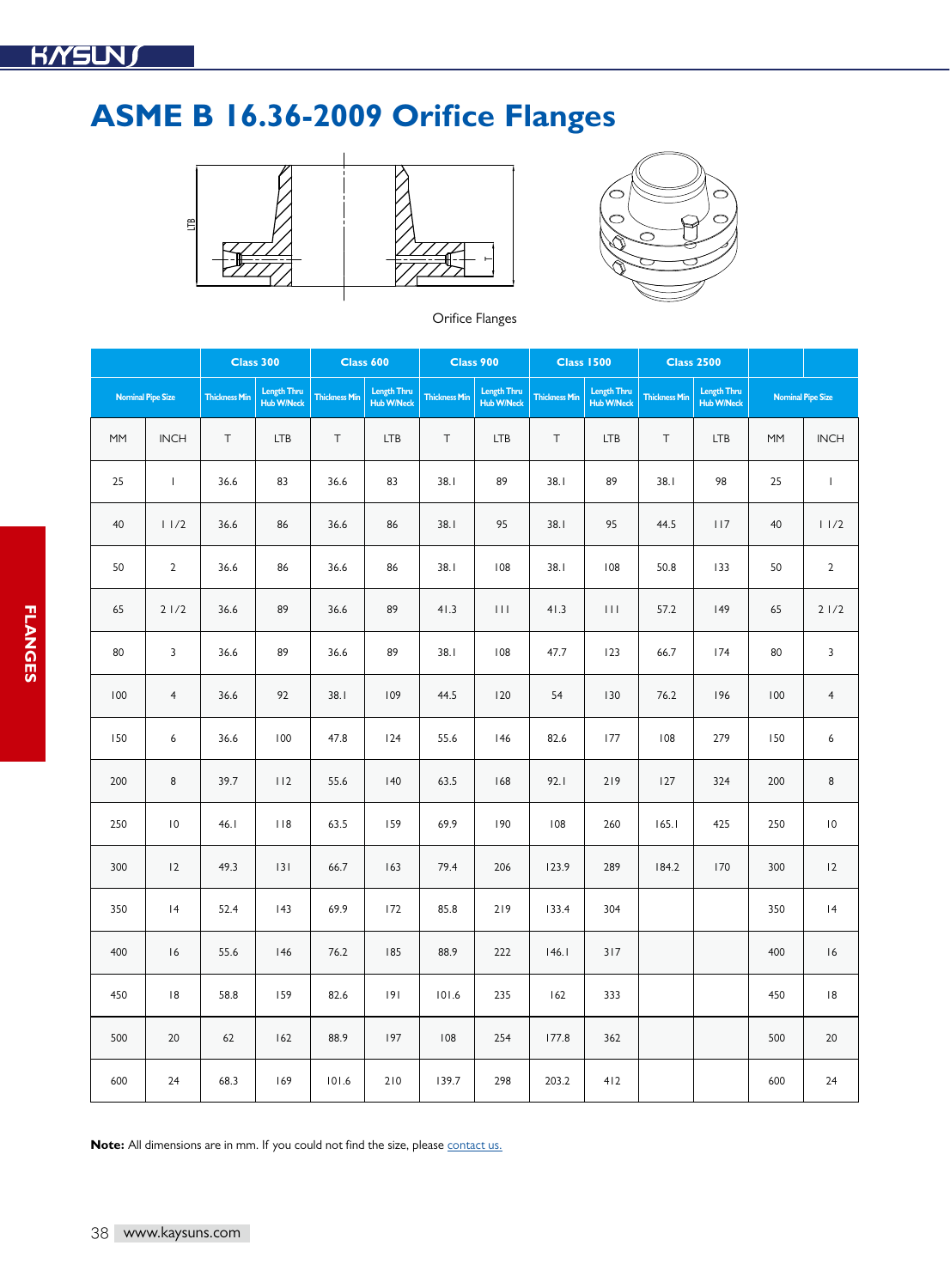# ASME B 16.36-2009 Orifice Flanges

LTB

T

Orifice Flanges

| Nominal Pipe Size | | Class 300 | | Class 600 | | Class 900 | | Class 1500 | | Class 2500 | | Nominal Pipe Size | |
|---|---|---|---|---|---|---|---|---|---|---|---|---|---|
| | | Thickness Min | Length Thru Hub W/Neck | Thickness Min | Length Thru Hub W/Neck | Thickness Min | Length Thru Hub W/Neck | Thickness Min | Length Thru Hub W/Neck | Thickness Min | Length Thru Hub W/Neck | | |
| MM | INCH | T | LTB | T | LTB | T | LTB | T | LTB | T | LTB | MM | INCH |
| 25 | 1 | 36.6 | 83 | 36.6 | 83 | 38.1 | 89 | 38.1 | 89 | 38.1 | 98 | 25 | 1 |
| 40 | 1 1/2 | 36.6 | 86 | 36.6 | 86 | 38.1 | 95 | 38.1 | 95 | 44.5 | 117 | 40 | 1 1/2 |
| 50 | 2 | 36.6 | 86 | 36.6 | 86 | 38.1 | 108 | 38.1 | 108 | 50.8 | 133 | 50 | 2 |
| 65 | 2 1/2 | 36.6 | 89 | 36.6 | 89 | 41.3 | 111 | 41.3 | 111 | 57.2 | 149 | 65 | 2 1/2 |
| 80 | 3 | 36.6 | 89 | 36.6 | 89 | 38.1 | 108 | 47.7 | 123 | 66.7 | 174 | 80 | 3 |
| 100 | 4 | 36.6 | 92 | 38.1 | 109 | 44.5 | 120 | 54 | 130 | 76.2 | 196 | 100 | 4 |
| 150 | 6 | 36.6 | 100 | 47.8 | 124 | 55.6 | 146 | 82.6 | 177 | 108 | 279 | 150 | 6 |
| 200 | 8 | 39.7 | 112 | 55.6 | 140 | 63.5 | 168 | 92.1 | 219 | 127 | 324 | 200 | 8 |
| 250 | 10 | 46.1 | 118 | 63.5 | 159 | 69.9 | 190 | 108 | 260 | 165.1 | 425 | 250 | 10 |
| 300 | 12 | 49.3 | 131 | 66.7 | 163 | 79.4 | 206 | 123.9 | 289 | 184.2 | 170 | 300 | 12 |
| 350 | 14 | 52.4 | 143 | 69.9 | 172 | 85.8 | 219 | 133.4 | 304 | | | 350 | 14 |
| 400 | 16 | 55.6 | 146 | 76.2 | 185 | 88.9 | 222 | 146.1 | 317 | | | 400 | 16 |
| 450 | 18 | 58.8 | 159 | 82.6 | 191 | 101.6 | 235 | 162 | 333 | | | 450 | 18 |
| 500 | 20 | 62 | 162 | 88.9 | 197 | 108 | 254 | 177.8 | 362 | | | 500 | 20 |
| 600 | 24 | 68.3 | 169 | 101.6 | 210 | 139.7 | 298 | 203.2 | 412 | | | 600 | 24 |

**Note:** All dimensions are in mm. If you could not find the size, please contact us.